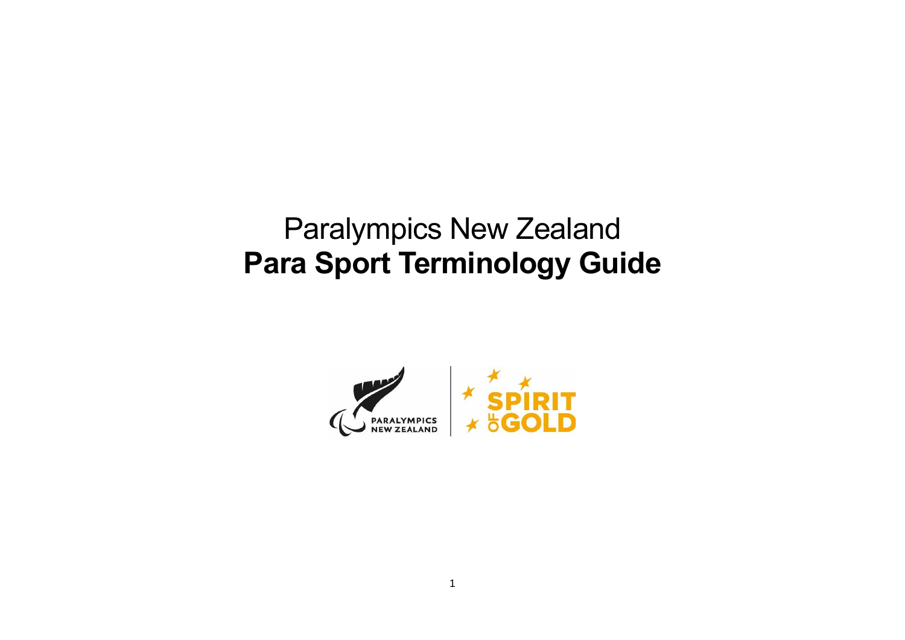# Paralympics New Zealand
# **Para Sport Terminology Guide**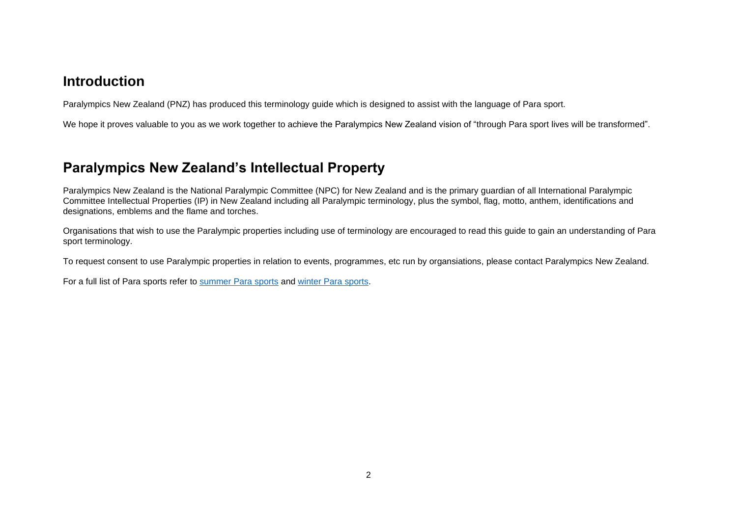## Introduction

Paralympics New Zealand (PNZ) has produced this terminology guide which is designed to assist with the language of Para sport.

We hope it proves valuable to you as we work together to achieve the Paralympics New Zealand vision of "through Para sport lives will be transformed".

## Paralympics New Zealand's Intellectual Property

Paralympics New Zealand is the National Paralympic Committee (NPC) for New Zealand and is the primary guardian of all International Paralympic Committee Intellectual Properties (IP) in New Zealand including all Paralympic terminology, plus the symbol, flag, motto, anthem, identifications and designations, emblems and the flame and torches.

Organisations that wish to use the Paralympic properties including use of terminology are encouraged to read this guide to gain an understanding of Para sport terminology.

To request consent to use Paralympic properties in relation to events, programmes, etc run by organsiations, please contact Paralympics New Zealand.

For a full list of Para sports refer to summer Para sports and winter Para sports.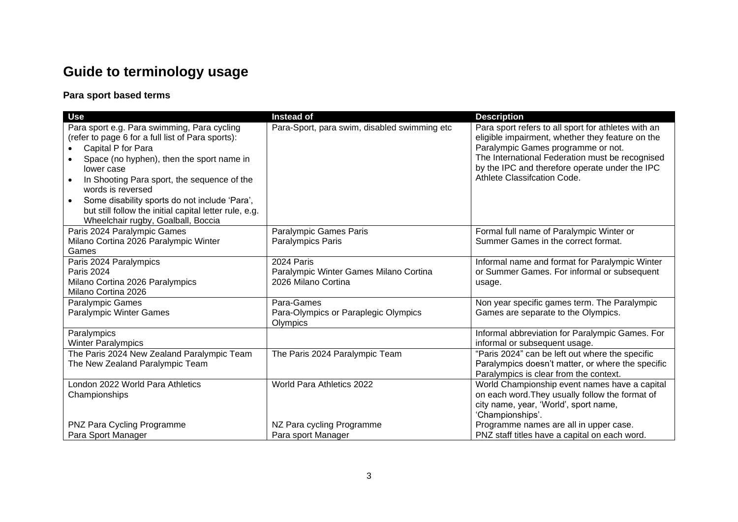# Guide to terminology usage

### Para sport based terms

| Use | Instead of | Description |
|---|---|---|
| Para sport e.g. Para swimming, Para cycling (refer to page 6 for a full list of Para sports):<br>• Capital P for Para<br>• Space (no hyphen), then the sport name in lower case<br>• In Shooting Para sport, the sequence of the words is reversed<br>• Some disability sports do not include 'Para', but still follow the initial capital letter rule, e.g. Wheelchair rugby, Goalball, Boccia | Para-Sport, para swim, disabled swimming etc | Para sport refers to all sport for athletes with an eligible impairment, whether they feature on the Paralympic Games programme or not.<br>The International Federation must be recognised by the IPC and therefore operate under the IPC Athlete Classifcation Code. |
| Paris 2024 Paralympic Games<br>Milano Cortina 2026 Paralympic Winter Games | Paralympic Games Paris<br>Paralympics Paris | Formal full name of Paralympic Winter or Summer Games in the correct format. |
| Paris 2024 Paralympics<br>Paris 2024<br>Milano Cortina 2026 Paralympics<br>Milano Cortina 2026 | 2024 Paris<br>Paralympic Winter Games Milano Cortina<br>2026 Milano Cortina | Informal name and format for Paralympic Winter or Summer Games. For informal or subsequent usage. |
| Paralympic Games<br>Paralympic Winter Games | Para-Games<br>Para-Olympics or Paraplegic Olympics<br>Olympics | Non year specific games term. The Paralympic Games are separate to the Olympics. |
| Paralympics<br>Winter Paralympics | | Informal abbreviation for Paralympic Games. For informal or subsequent usage. |
| The Paris 2024 New Zealand Paralympic Team<br>The New Zealand Paralympic Team | The Paris 2024 Paralympic Team | "Paris 2024" can be left out where the specific Paralympics doesn't matter, or where the specific Paralympics is clear from the context. |
| London 2022 World Para Athletics Championships<br><br>PNZ Para Cycling Programme<br>Para Sport Manager | World Para Athletics 2022<br><br>NZ Para cycling Programme<br>Para sport Manager | World Championship event names have a capital on each word.They usually follow the format of city name, year, 'World', sport name, 'Championships'.<br>Programme names are all in upper case.<br>PNZ staff titles have a capital on each word. |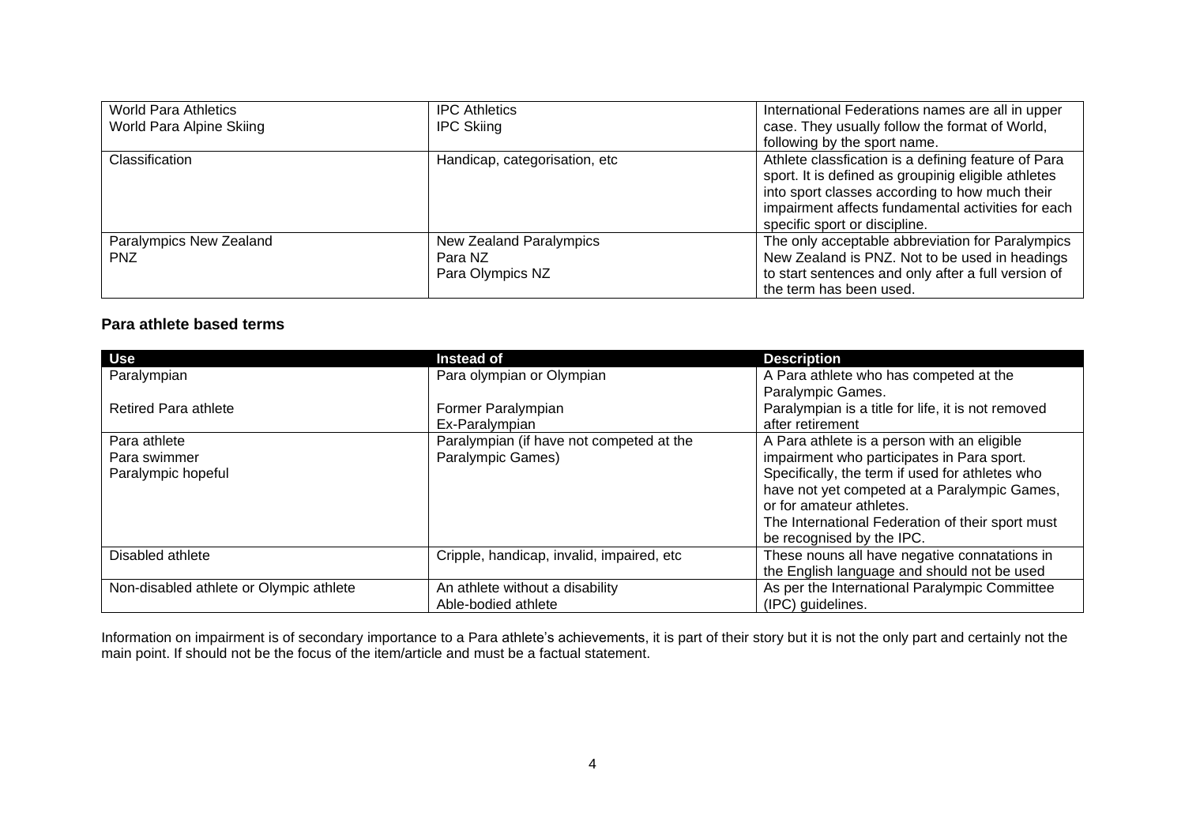| | | |
|---|---|---|
| World Para Athletics<br>World Para Alpine Skiing | IPC Athletics<br>IPC Skiing | International Federations names are all in upper case. They usually follow the format of World, following by the sport name. |
| Classification | Handicap, categorisation, etc | Athlete classfication is a defining feature of Para sport. It is defined as groupinig eligible athletes into sport classes according to how much their impairment affects fundamental activities for each specific sport or discipline. |
| Paralympics New Zealand<br>PNZ | New Zealand Paralympics<br>Para NZ<br>Para Olympics NZ | The only acceptable abbreviation for Paralympics New Zealand is PNZ. Not to be used in headings to start sentences and only after a full version of the term has been used. |

### Para athlete based terms

| Use | Instead of | Description |
|---|---|---|
| Paralympian<br><br>Retired Para athlete | Para olympian or Olympian<br><br>Former Paralympian<br>Ex-Paralympian | A Para athlete who has competed at the Paralympic Games.<br>Paralympian is a title for life, it is not removed after retirement |
| Para athlete<br>Para swimmer<br>Paralympic hopeful | Paralympian (if have not competed at the Paralympic Games) | A Para athlete is a person with an eligible impairment who participates in Para sport. Specifically, the term if used for athletes who have not yet competed at a Paralympic Games, or for amateur athletes.<br>The International Federation of their sport must be recognised by the IPC. |
| Disabled athlete | Cripple, handicap, invalid, impaired, etc | These nouns all have negative connatations in the English language and should not be used |
| Non-disabled athlete or Olympic athlete | An athlete without a disability<br>Able-bodied athlete | As per the International Paralympic Committee (IPC) guidelines. |

Information on impairment is of secondary importance to a Para athlete's achievements, it is part of their story but it is not the only part and certainly not the main point. If should not be the focus of the item/article and must be a factual statement.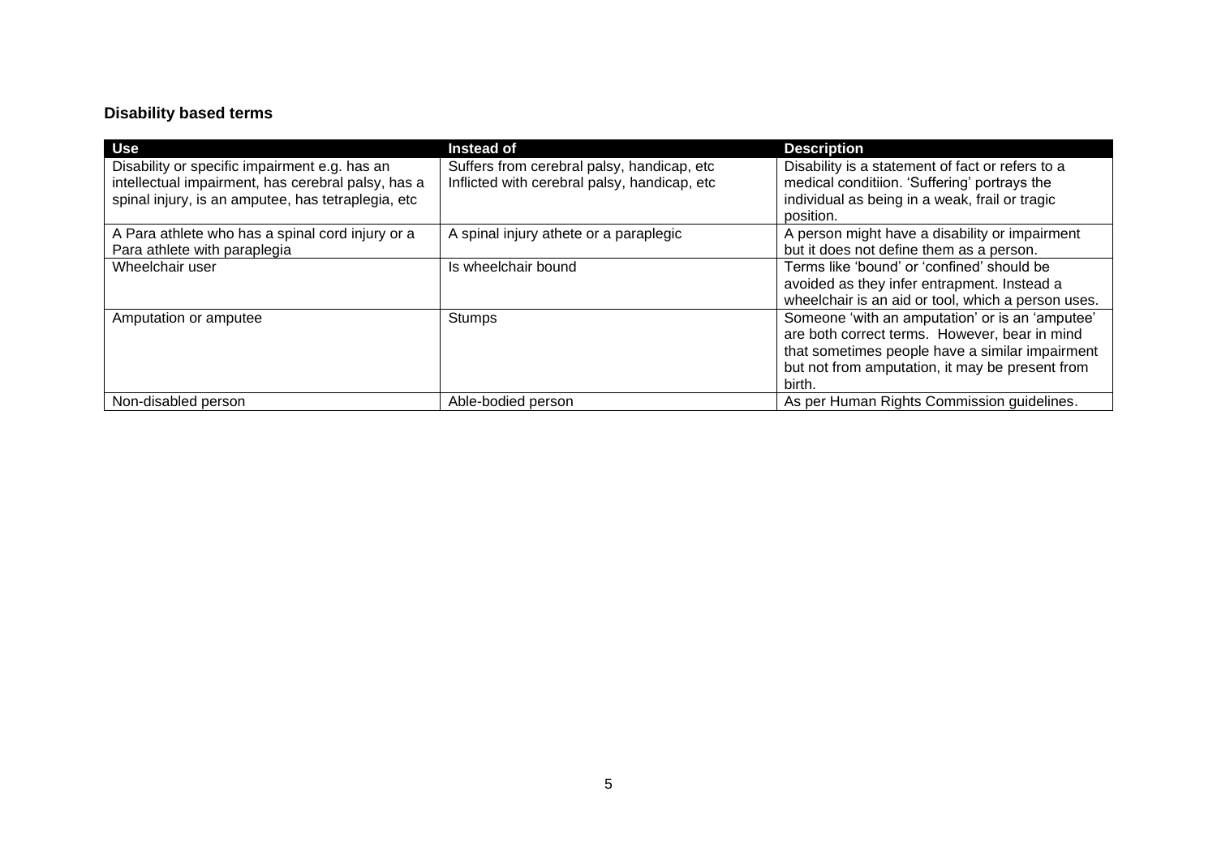### Disability based terms

| Use | Instead of | Description |
|---|---|---|
| Disability or specific impairment e.g. has an intellectual impairment, has cerebral palsy, has a spinal injury, is an amputee, has tetraplegia, etc | Suffers from cerebral palsy, handicap, etc Inflicted with cerebral palsy, handicap, etc | Disability is a statement of fact or refers to a medical conditiion. 'Suffering' portrays the individual as being in a weak, frail or tragic position. |
| A Para athlete who has a spinal cord injury or a Para athlete with paraplegia | A spinal injury athete or a paraplegic | A person might have a disability or impairment but it does not define them as a person. |
| Wheelchair user | Is wheelchair bound | Terms like 'bound' or 'confined' should be avoided as they infer entrapment. Instead a wheelchair is an aid or tool, which a person uses. |
| Amputation or amputee | Stumps | Someone 'with an amputation' or is an 'amputee' are both correct terms. However, bear in mind that sometimes people have a similar impairment but not from amputation, it may be present from birth. |
| Non-disabled person | Able-bodied person | As per Human Rights Commission guidelines. |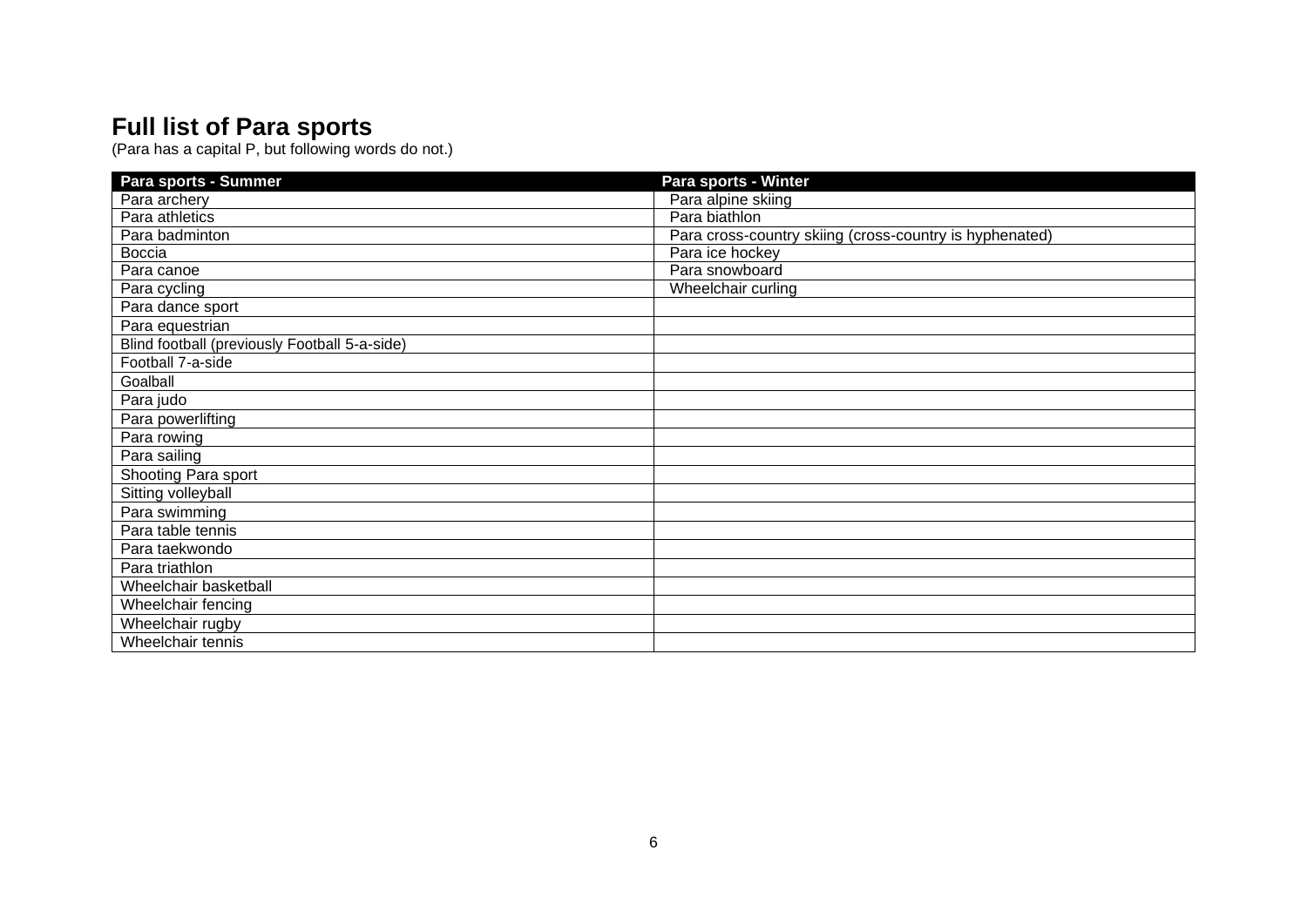## Full list of Para sports

(Para has a capital P, but following words do not.)

| Para sports - Summer | Para sports - Winter |
|---|---|
| Para archery | Para alpine skiing |
| Para athletics | Para biathlon |
| Para badminton | Para cross-country skiing (cross-country is hyphenated) |
| Boccia | Para ice hockey |
| Para canoe | Para snowboard |
| Para cycling | Wheelchair curling |
| Para dance sport | |
| Para equestrian | |
| Blind football (previously Football 5-a-side) | |
| Football 7-a-side | |
| Goalball | |
| Para judo | |
| Para powerlifting | |
| Para rowing | |
| Para sailing | |
| Shooting Para sport | |
| Sitting volleyball | |
| Para swimming | |
| Para table tennis | |
| Para taekwondo | |
| Para triathlon | |
| Wheelchair basketball | |
| Wheelchair fencing | |
| Wheelchair rugby | |
| Wheelchair tennis | |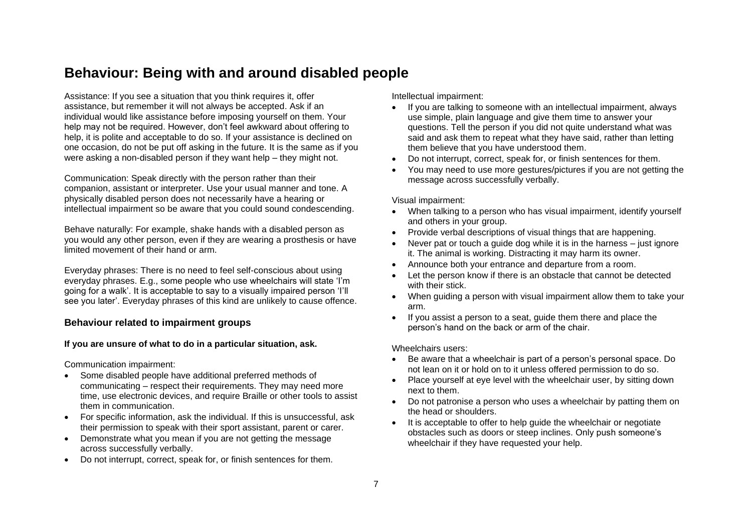# Behaviour: Being with and around disabled people

Assistance: If you see a situation that you think requires it, offer assistance, but remember it will not always be accepted. Ask if an individual would like assistance before imposing yourself on them. Your help may not be required. However, don't feel awkward about offering to help, it is polite and acceptable to do so. If your assistance is declined on one occasion, do not be put off asking in the future. It is the same as if you were asking a non-disabled person if they want help – they might not.

Communication: Speak directly with the person rather than their companion, assistant or interpreter. Use your usual manner and tone. A physically disabled person does not necessarily have a hearing or intellectual impairment so be aware that you could sound condescending.

Behave naturally: For example, shake hands with a disabled person as you would any other person, even if they are wearing a prosthesis or have limited movement of their hand or arm.

Everyday phrases: There is no need to feel self-conscious about using everyday phrases. E.g., some people who use wheelchairs will state 'I'm going for a walk'. It is acceptable to say to a visually impaired person 'I'll see you later'. Everyday phrases of this kind are unlikely to cause offence.

## Behaviour related to impairment groups

**If you are unsure of what to do in a particular situation, ask.**

Communication impairment:

- Some disabled people have additional preferred methods of communicating – respect their requirements. They may need more time, use electronic devices, and require Braille or other tools to assist them in communication.
- For specific information, ask the individual. If this is unsuccessful, ask their permission to speak with their sport assistant, parent or carer.
- Demonstrate what you mean if you are not getting the message across successfully verbally.
- Do not interrupt, correct, speak for, or finish sentences for them.

Intellectual impairment:

- If you are talking to someone with an intellectual impairment, always use simple, plain language and give them time to answer your questions. Tell the person if you did not quite understand what was said and ask them to repeat what they have said, rather than letting them believe that you have understood them.
- Do not interrupt, correct, speak for, or finish sentences for them.
- You may need to use more gestures/pictures if you are not getting the message across successfully verbally.

Visual impairment:

- When talking to a person who has visual impairment, identify yourself and others in your group.
- Provide verbal descriptions of visual things that are happening.
- Never pat or touch a guide dog while it is in the harness – just ignore it. The animal is working. Distracting it may harm its owner.
- Announce both your entrance and departure from a room.
- Let the person know if there is an obstacle that cannot be detected with their stick.
- When guiding a person with visual impairment allow them to take your arm.
- If you assist a person to a seat, guide them there and place the person's hand on the back or arm of the chair.

Wheelchairs users:

- Be aware that a wheelchair is part of a person's personal space. Do not lean on it or hold on to it unless offered permission to do so.
- Place yourself at eye level with the wheelchair user, by sitting down next to them.
- Do not patronise a person who uses a wheelchair by patting them on the head or shoulders.
- It is acceptable to offer to help guide the wheelchair or negotiate obstacles such as doors or steep inclines. Only push someone's wheelchair if they have requested your help.